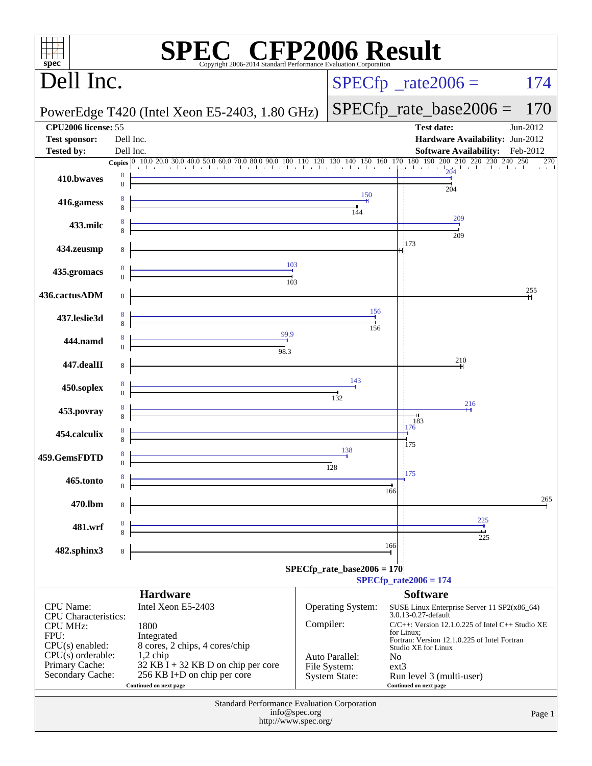# SPEC CFP2006 Result

Copyright 2006-2014 Standard Performance Evaluation Corporation

## Dell Inc.

**PowerEdge T420 (Intel Xeon E5-2403, 1.80 GHz)**

SPECfp_rate2006 = 174

SPECfp_rate_base2006 = 170

| | | | |
|---|---|---|---|
| **CPU2006 license:** | 55 | **Test date:** | Jun-2012 |
| **Test sponsor:** | Dell Inc. | **Hardware Availability:** | Jun-2012 |
| **Tested by:** | Dell Inc. | **Software Availability:** | Feb-2012 |

| Benchmark | Copies (peak) | Peak | Copies (base) | Base |
|---|---|---|---|---|
| 410.bwaves | 8 | 204 | 8 | 204 |
| 416.gamess | 8 | 150 | 8 | 144 |
| 433.milc | 8 | 209 | 8 | 209 |
| 434.zeusmp | | | 8 | 173 |
| 435.gromacs | 8 | 103 | 8 | 103 |
| 436.cactusADM | | | 8 | 255 |
| 437.leslie3d | 8 | 156 | 8 | 156 |
| 444.namd | 8 | 99.9 | 8 | 98.3 |
| 447.dealII | | | 8 | 210 |
| 450.soplex | 8 | 143 | 8 | 132 |
| 453.povray | 8 | 216 | 8 | 183 |
| 454.calculix | 8 | 176 | 8 | 175 |
| 459.GemsFDTD | 8 | 138 | 8 | 128 |
| 465.tonto | 8 | 175 | 8 | 166 |
| 470.lbm | | | 8 | 265 |
| 481.wrf | 8 | 225 | 8 | 225 |
| 482.sphinx3 | | | 8 | 166 |

SPECfp_rate_base2006 = 170

SPECfp_rate2006 = 174

### Hardware

| | |
|---|---|
| CPU Name: | Intel Xeon E5-2403 |
| CPU Characteristics: | |
| CPU MHz: | 1800 |
| FPU: | Integrated |
| CPU(s) enabled: | 8 cores, 2 chips, 4 cores/chip |
| CPU(s) orderable: | 1,2 chip |
| Primary Cache: | 32 KB I + 32 KB D on chip per core |
| Secondary Cache: | 256 KB I+D on chip per core |

Continued on next page

### Software

| | |
|---|---|
| Operating System: | SUSE Linux Enterprise Server 11 SP2(x86_64) 3.0.13-0.27-default |
| Compiler: | C/C++: Version 12.1.0.225 of Intel C++ Studio XE for Linux; Fortran: Version 12.1.0.225 of Intel Fortran Studio XE for Linux |
| Auto Parallel: | No |
| File System: | ext3 |
| System State: | Run level 3 (multi-user) |

Continued on next page

Standard Performance Evaluation Corporation
info@spec.org
http://www.spec.org/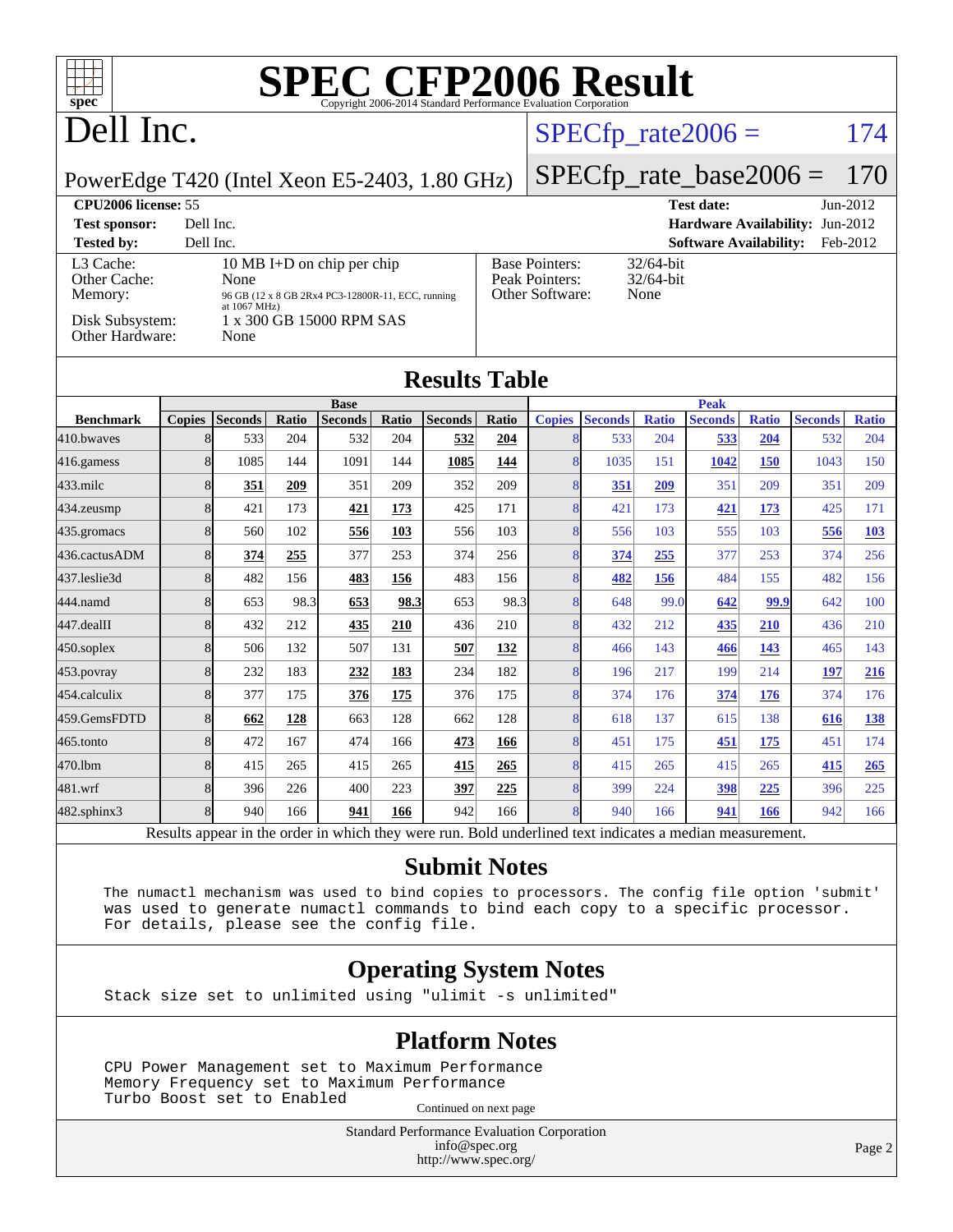# SPEC CFP2006 Result

Copyright 2006-2014 Standard Performance Evaluation Corporation

## Dell Inc.

PowerEdge T420 (Intel Xeon E5-2403, 1.80 GHz)

SPECfp_rate2006 = 174

SPECfp_rate_base2006 = 170

| | | | |
|---|---|---|---|
| **CPU2006 license:** 55 | | **Test date:** | Jun-2012 |
| **Test sponsor:** | Dell Inc. | **Hardware Availability:** | Jun-2012 |
| **Tested by:** | Dell Inc. | **Software Availability:** | Feb-2012 |

| | |
|---|---|
| L3 Cache: | 10 MB I+D on chip per chip |
| Other Cache: | None |
| Memory: | 96 GB (12 x 8 GB 2Rx4 PC3-12800R-11, ECC, running at 1067 MHz) |
| Disk Subsystem: | 1 x 300 GB 15000 RPM SAS |
| Other Hardware: | None |

| | |
|---|---|
| Base Pointers: | 32/64-bit |
| Peak Pointers: | 32/64-bit |
| Other Software: | None |

## Results Table

| | Base | | | | | | | Peak | | | | | | |
|---|---|---|---|---|---|---|---|---|---|---|---|---|---|---|
| **Benchmark** | **Copies** | **Seconds** | **Ratio** | **Seconds** | **Ratio** | **Seconds** | **Ratio** | **Copies** | **Seconds** | **Ratio** | **Seconds** | **Ratio** | **Seconds** | **Ratio** |
| 410.bwaves | 8 | 533 | 204 | 532 | 204 | **532** | **204** | 8 | 533 | 204 | **533** | **204** | 532 | 204 |
| 416.gamess | 8 | 1085 | 144 | 1091 | 144 | **1085** | **144** | 8 | 1035 | 151 | **1042** | **150** | 1043 | 150 |
| 433.milc | 8 | **351** | **209** | 351 | 209 | 352 | 209 | 8 | **351** | **209** | 351 | 209 | 351 | 209 |
| 434.zeusmp | 8 | 421 | 173 | **421** | **173** | 425 | 171 | 8 | 421 | 173 | **421** | **173** | 425 | 171 |
| 435.gromacs | 8 | 560 | 102 | **556** | **103** | 556 | 103 | 8 | 556 | 103 | 555 | 103 | **556** | **103** |
| 436.cactusADM | 8 | **374** | **255** | 377 | 253 | 374 | 256 | 8 | **374** | **255** | 377 | 253 | 374 | 256 |
| 437.leslie3d | 8 | 482 | 156 | **483** | **156** | 483 | 156 | 8 | **482** | **156** | 484 | 155 | 482 | 156 |
| 444.namd | 8 | 653 | 98.3 | **653** | **98.3** | 653 | 98.3 | 8 | 648 | 99.0 | **642** | **99.9** | 642 | 100 |
| 447.dealII | 8 | 432 | 212 | **435** | **210** | 436 | 210 | 8 | 432 | 212 | **435** | **210** | 436 | 210 |
| 450.soplex | 8 | 506 | 132 | 507 | 131 | **507** | **132** | 8 | 466 | 143 | **466** | **143** | 465 | 143 |
| 453.povray | 8 | 232 | 183 | **232** | **183** | 234 | 182 | 8 | 196 | 217 | 199 | 214 | **197** | **216** |
| 454.calculix | 8 | 377 | 175 | **376** | **175** | 376 | 175 | 8 | 374 | 176 | **374** | **176** | 374 | 176 |
| 459.GemsFDTD | 8 | **662** | **128** | 663 | 128 | 662 | 128 | 8 | 618 | 137 | 615 | 138 | **616** | **138** |
| 465.tonto | 8 | 472 | 167 | 474 | 166 | **473** | **166** | 8 | 451 | 175 | **451** | **175** | 451 | 174 |
| 470.lbm | 8 | 415 | 265 | 415 | 265 | **415** | **265** | 8 | 415 | 265 | 415 | 265 | **415** | **265** |
| 481.wrf | 8 | 396 | 226 | 400 | 223 | **397** | **225** | 8 | 399 | 224 | **398** | **225** | 396 | 225 |
| 482.sphinx3 | 8 | 940 | 166 | **941** | **166** | 942 | 166 | 8 | 940 | 166 | **941** | **166** | 942 | 166 |

Results appear in the order in which they were run. Bold underlined text indicates a median measurement.

## Submit Notes

```
The numactl mechanism was used to bind copies to processors. The config file option 'submit'
was used to generate numactl commands to bind each copy to a specific processor.
For details, please see the config file.
```

## Operating System Notes

```
Stack size set to unlimited using "ulimit -s unlimited"
```

## Platform Notes

```
CPU Power Management set to Maximum Performance
Memory Frequency set to Maximum Performance
Turbo Boost set to Enabled
```

Continued on next page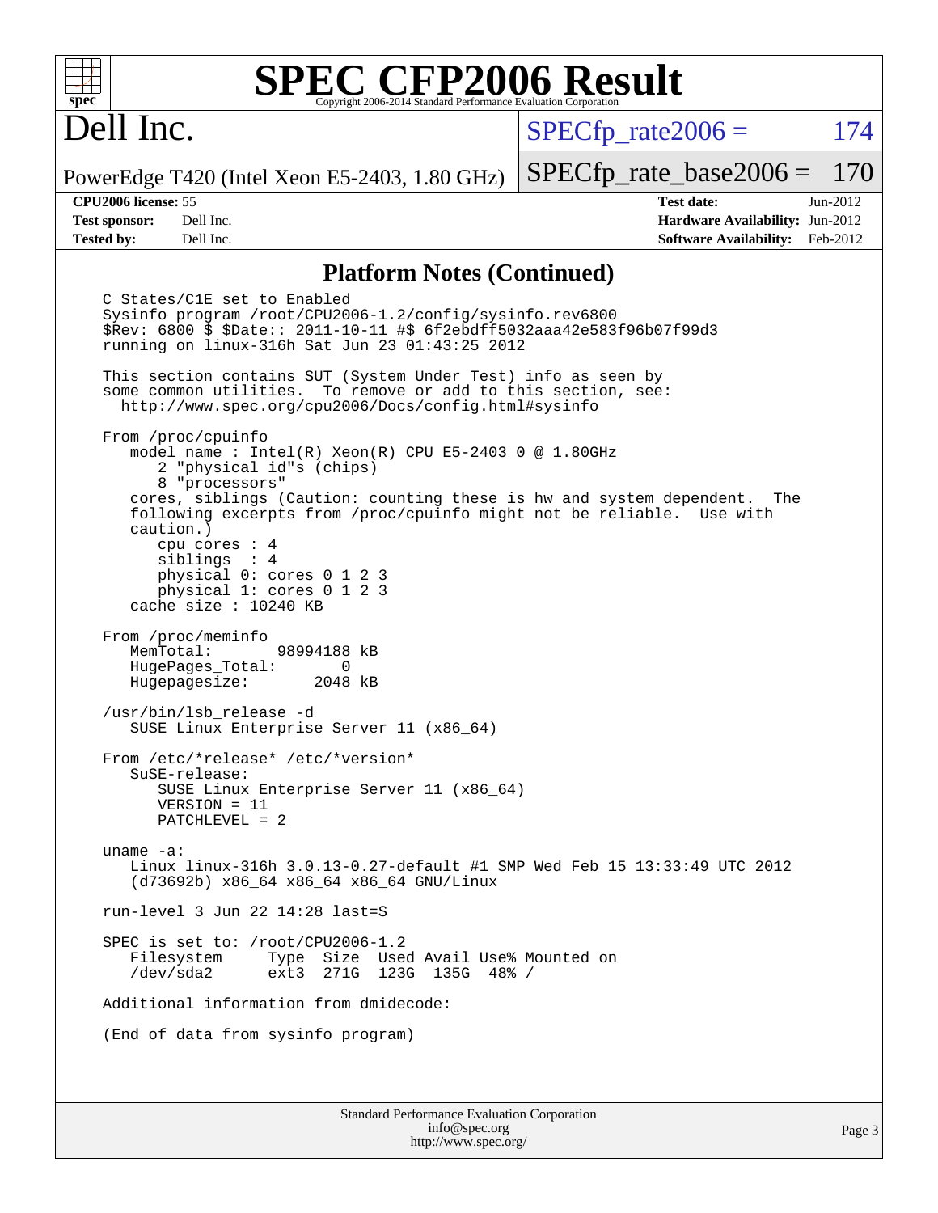# SPEC CFP2006 Result

Copyright 2006-2014 Standard Performance Evaluation Corporation

**Dell Inc.**

PowerEdge T420 (Intel Xeon E5-2403, 1.80 GHz)

SPECfp_rate2006 = 174

SPECfp_rate_base2006 = 170

| | | | |
|---|---|---|---|
| **CPU2006 license:** 55 | | **Test date:** | Jun-2012 |
| **Test sponsor:** | Dell Inc. | **Hardware Availability:** | Jun-2012 |
| **Tested by:** | Dell Inc. | **Software Availability:** | Feb-2012 |

## Platform Notes (Continued)

```
C States/C1E set to Enabled
Sysinfo program /root/CPU2006-1.2/config/sysinfo.rev6800
$Rev: 6800 $ $Date:: 2011-10-11 #$ 6f2ebdff5032aaa42e583f96b07f99d3
running on linux-316h Sat Jun 23 01:43:25 2012

This section contains SUT (System Under Test) info as seen by
some common utilities.  To remove or add to this section, see:
  http://www.spec.org/cpu2006/Docs/config.html#sysinfo

From /proc/cpuinfo
   model name : Intel(R) Xeon(R) CPU E5-2403 0 @ 1.80GHz
      2 "physical id"s (chips)
      8 "processors"
   cores, siblings (Caution: counting these is hw and system dependent.  The
   following excerpts from /proc/cpuinfo might not be reliable.  Use with
   caution.)
      cpu cores : 4
      siblings  : 4
      physical 0: cores 0 1 2 3
      physical 1: cores 0 1 2 3
   cache size : 10240 KB

From /proc/meminfo
   MemTotal:       98994188 kB
   HugePages_Total:       0
   Hugepagesize:       2048 kB

/usr/bin/lsb_release -d
   SUSE Linux Enterprise Server 11 (x86_64)

From /etc/*release* /etc/*version*
   SuSE-release:
      SUSE Linux Enterprise Server 11 (x86_64)
      VERSION = 11
      PATCHLEVEL = 2

uname -a:
   Linux linux-316h 3.0.13-0.27-default #1 SMP Wed Feb 15 13:33:49 UTC 2012
   (d73692b) x86_64 x86_64 x86_64 GNU/Linux

run-level 3 Jun 22 14:28 last=S

SPEC is set to: /root/CPU2006-1.2
   Filesystem     Type  Size  Used Avail Use% Mounted on
   /dev/sda2      ext3  271G  123G  135G  48% /

Additional information from dmidecode:

(End of data from sysinfo program)
```

Standard Performance Evaluation Corporation
info@spec.org
http://www.spec.org/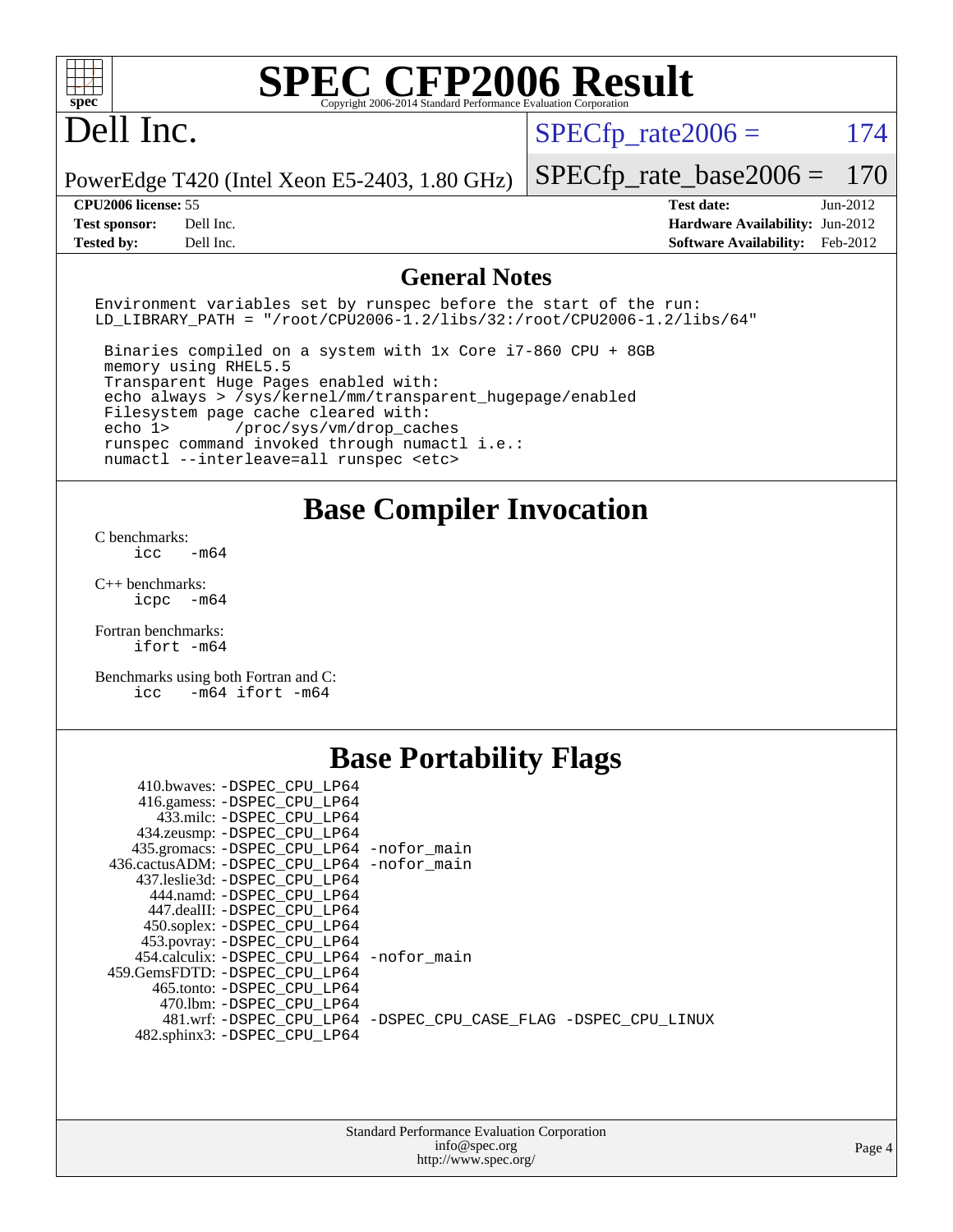# SPEC CFP2006 Result

Copyright 2006-2014 Standard Performance Evaluation Corporation

# Dell Inc.

PowerEdge T420 (Intel Xeon E5-2403, 1.80 GHz)

SPECfp_rate2006 = 174

SPECfp_rate_base2006 = 170

| | | | |
|---|---|---|---|
| **CPU2006 license:** 55 | | **Test date:** | Jun-2012 |
| **Test sponsor:** | Dell Inc. | **Hardware Availability:** | Jun-2012 |
| **Tested by:** | Dell Inc. | **Software Availability:** | Feb-2012 |

## General Notes

```
Environment variables set by runspec before the start of the run:
LD_LIBRARY_PATH = "/root/CPU2006-1.2/libs/32:/root/CPU2006-1.2/libs/64"

 Binaries compiled on a system with 1x Core i7-860 CPU + 8GB
 memory using RHEL5.5
 Transparent Huge Pages enabled with:
 echo always > /sys/kernel/mm/transparent_hugepage/enabled
 Filesystem page cache cleared with:
 echo 1>       /proc/sys/vm/drop_caches
 runspec command invoked through numactl i.e.:
 numactl --interleave=all runspec <etc>
```

## Base Compiler Invocation

C benchmarks:
`icc -m64`

C++ benchmarks:
`icpc -m64`

Fortran benchmarks:
`ifort -m64`

Benchmarks using both Fortran and C:
`icc -m64 ifort -m64`

## Base Portability Flags

410.bwaves: -DSPEC_CPU_LP64
416.gamess: -DSPEC_CPU_LP64
433.milc: -DSPEC_CPU_LP64
434.zeusmp: -DSPEC_CPU_LP64
435.gromacs: -DSPEC_CPU_LP64 -nofor_main
436.cactusADM: -DSPEC_CPU_LP64 -nofor_main
437.leslie3d: -DSPEC_CPU_LP64
444.namd: -DSPEC_CPU_LP64
447.dealII: -DSPEC_CPU_LP64
450.soplex: -DSPEC_CPU_LP64
453.povray: -DSPEC_CPU_LP64
454.calculix: -DSPEC_CPU_LP64 -nofor_main
459.GemsFDTD: -DSPEC_CPU_LP64
465.tonto: -DSPEC_CPU_LP64
470.lbm: -DSPEC_CPU_LP64
481.wrf: -DSPEC_CPU_LP64 -DSPEC_CPU_CASE_FLAG -DSPEC_CPU_LINUX
482.sphinx3: -DSPEC_CPU_LP64

Standard Performance Evaluation Corporation
info@spec.org
http://www.spec.org/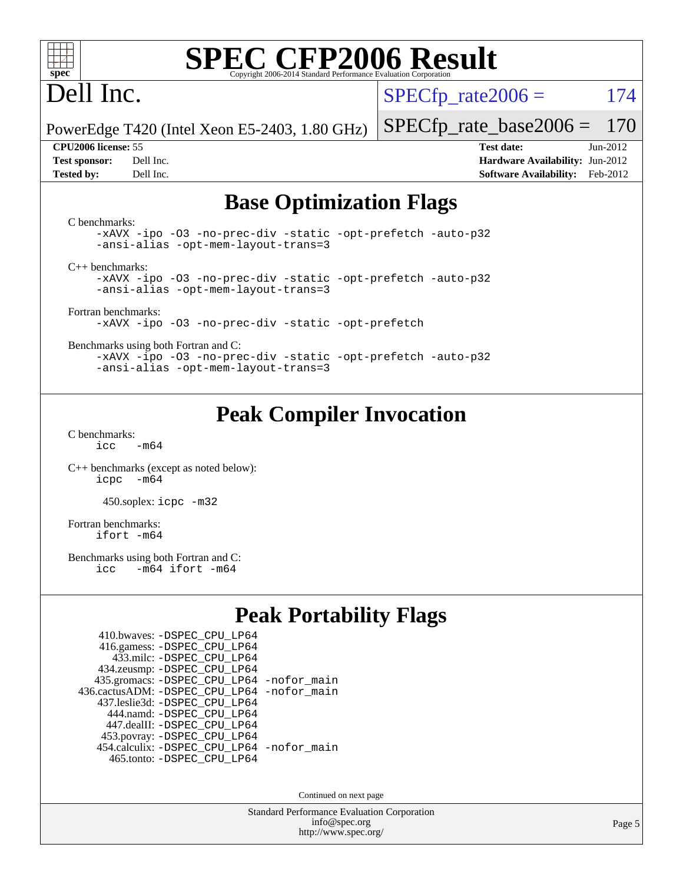# SPEC CFP2006 Result

Copyright 2006-2014 Standard Performance Evaluation Corporation

# Dell Inc.

PowerEdge T420 (Intel Xeon E5-2403, 1.80 GHz)

SPECfp_rate2006 = 174

SPECfp_rate_base2006 = 170

**CPU2006 license:** 55
**Test sponsor:** Dell Inc.
**Tested by:** Dell Inc.

**Test date:** Jun-2012
**Hardware Availability:** Jun-2012
**Software Availability:** Feb-2012

## Base Optimization Flags

C benchmarks:

```
-xAVX -ipo -O3 -no-prec-div -static -opt-prefetch -auto-p32
-ansi-alias -opt-mem-layout-trans=3
```

C++ benchmarks:

```
-xAVX -ipo -O3 -no-prec-div -static -opt-prefetch -auto-p32
-ansi-alias -opt-mem-layout-trans=3
```

Fortran benchmarks:

```
-xAVX -ipo -O3 -no-prec-div -static -opt-prefetch
```

Benchmarks using both Fortran and C:

```
-xAVX -ipo -O3 -no-prec-div -static -opt-prefetch -auto-p32
-ansi-alias -opt-mem-layout-trans=3
```

## Peak Compiler Invocation

C benchmarks:

```
icc   -m64
```

C++ benchmarks (except as noted below):

```
icpc  -m64
```

450.soplex: `icpc -m32`

Fortran benchmarks:

```
ifort -m64
```

Benchmarks using both Fortran and C:

```
icc   -m64 ifort -m64
```

## Peak Portability Flags

410.bwaves: -DSPEC_CPU_LP64
416.gamess: -DSPEC_CPU_LP64
433.milc: -DSPEC_CPU_LP64
434.zeusmp: -DSPEC_CPU_LP64
435.gromacs: -DSPEC_CPU_LP64 -nofor_main
436.cactusADM: -DSPEC_CPU_LP64 -nofor_main
437.leslie3d: -DSPEC_CPU_LP64
444.namd: -DSPEC_CPU_LP64
447.dealII: -DSPEC_CPU_LP64
453.povray: -DSPEC_CPU_LP64
454.calculix: -DSPEC_CPU_LP64 -nofor_main
465.tonto: -DSPEC_CPU_LP64

Continued on next page

Standard Performance Evaluation Corporation
info@spec.org
http://www.spec.org/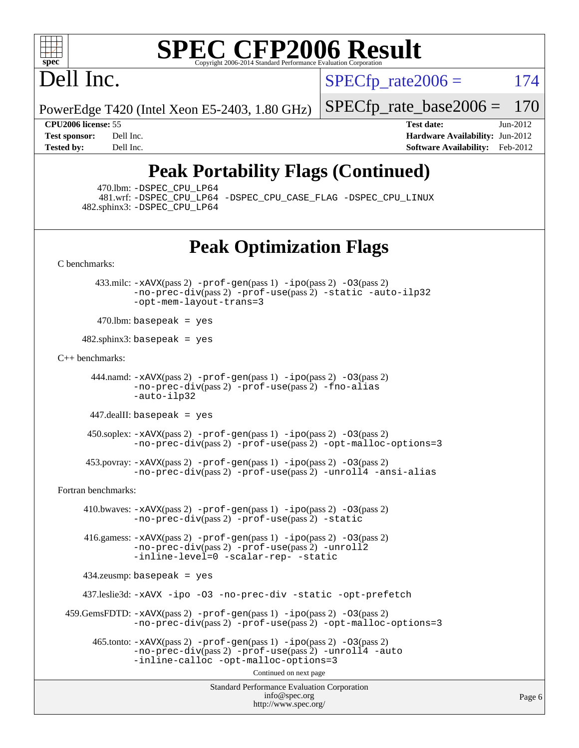# Peak Portability Flags (Continued)

470.lbm: -DSPEC_CPU_LP64
481.wrf: -DSPEC_CPU_LP64 -DSPEC_CPU_CASE_FLAG -DSPEC_CPU_LINUX
482.sphinx3: -DSPEC_CPU_LP64

# Peak Optimization Flags

C benchmarks:

433.milc: -xAVX(pass 2) -prof-gen(pass 1) -ipo(pass 2) -O3(pass 2) -no-prec-div(pass 2) -prof-use(pass 2) -static -auto-ilp32 -opt-mem-layout-trans=3

470.lbm: basepeak = yes

482.sphinx3: basepeak = yes

C++ benchmarks:

444.namd: -xAVX(pass 2) -prof-gen(pass 1) -ipo(pass 2) -O3(pass 2) -no-prec-div(pass 2) -prof-use(pass 2) -fno-alias -auto-ilp32

447.dealII: basepeak = yes

450.soplex: -xAVX(pass 2) -prof-gen(pass 1) -ipo(pass 2) -O3(pass 2) -no-prec-div(pass 2) -prof-use(pass 2) -opt-malloc-options=3

453.povray: -xAVX(pass 2) -prof-gen(pass 1) -ipo(pass 2) -O3(pass 2) -no-prec-div(pass 2) -prof-use(pass 2) -unroll4 -ansi-alias

Fortran benchmarks:

410.bwaves: -xAVX(pass 2) -prof-gen(pass 1) -ipo(pass 2) -O3(pass 2) -no-prec-div(pass 2) -prof-use(pass 2) -static

416.gamess: -xAVX(pass 2) -prof-gen(pass 1) -ipo(pass 2) -O3(pass 2) -no-prec-div(pass 2) -prof-use(pass 2) -unroll2 -inline-level=0 -scalar-rep- -static

434.zeusmp: basepeak = yes

437.leslie3d: -xAVX -ipo -O3 -no-prec-div -static -opt-prefetch

459.GemsFDTD: -xAVX(pass 2) -prof-gen(pass 1) -ipo(pass 2) -O3(pass 2) -no-prec-div(pass 2) -prof-use(pass 2) -opt-malloc-options=3

465.tonto: -xAVX(pass 2) -prof-gen(pass 1) -ipo(pass 2) -O3(pass 2) -no-prec-div(pass 2) -prof-use(pass 2) -unroll4 -auto -inline-calloc -opt-malloc-options=3

Continued on next page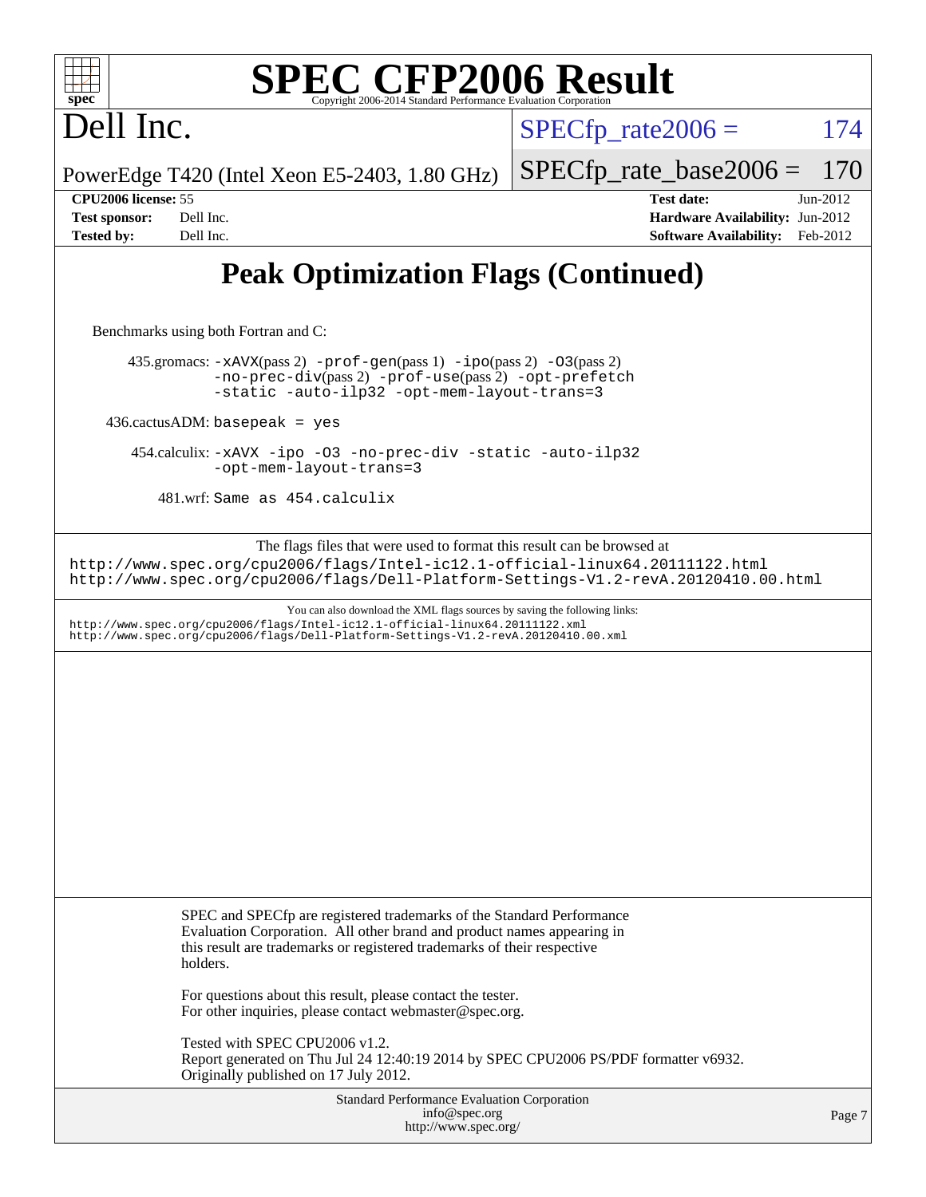# Peak Optimization Flags (Continued)

Benchmarks using both Fortran and C:

435.gromacs: -xAVX(pass 2) -prof-gen(pass 1) -ipo(pass 2) -O3(pass 2) -no-prec-div(pass 2) -prof-use(pass 2) -opt-prefetch -static -auto-ilp32 -opt-mem-layout-trans=3

436.cactusADM: basepeak = yes

454.calculix: -xAVX -ipo -O3 -no-prec-div -static -auto-ilp32 -opt-mem-layout-trans=3

481.wrf: Same as 454.calculix

The flags files that were used to format this result can be browsed at
http://www.spec.org/cpu2006/flags/Intel-ic12.1-official-linux64.20111122.html
http://www.spec.org/cpu2006/flags/Dell-Platform-Settings-V1.2-revA.20120410.00.html

You can also download the XML flags sources by saving the following links:
http://www.spec.org/cpu2006/flags/Intel-ic12.1-official-linux64.20111122.xml
http://www.spec.org/cpu2006/flags/Dell-Platform-Settings-V1.2-revA.20120410.00.xml

SPEC and SPECfp are registered trademarks of the Standard Performance Evaluation Corporation. All other brand and product names appearing in this result are trademarks or registered trademarks of their respective holders.

For questions about this result, please contact the tester.
For other inquiries, please contact webmaster@spec.org.

Tested with SPEC CPU2006 v1.2.
Report generated on Thu Jul 24 12:40:19 2014 by SPEC CPU2006 PS/PDF formatter v6932.
Originally published on 17 July 2012.